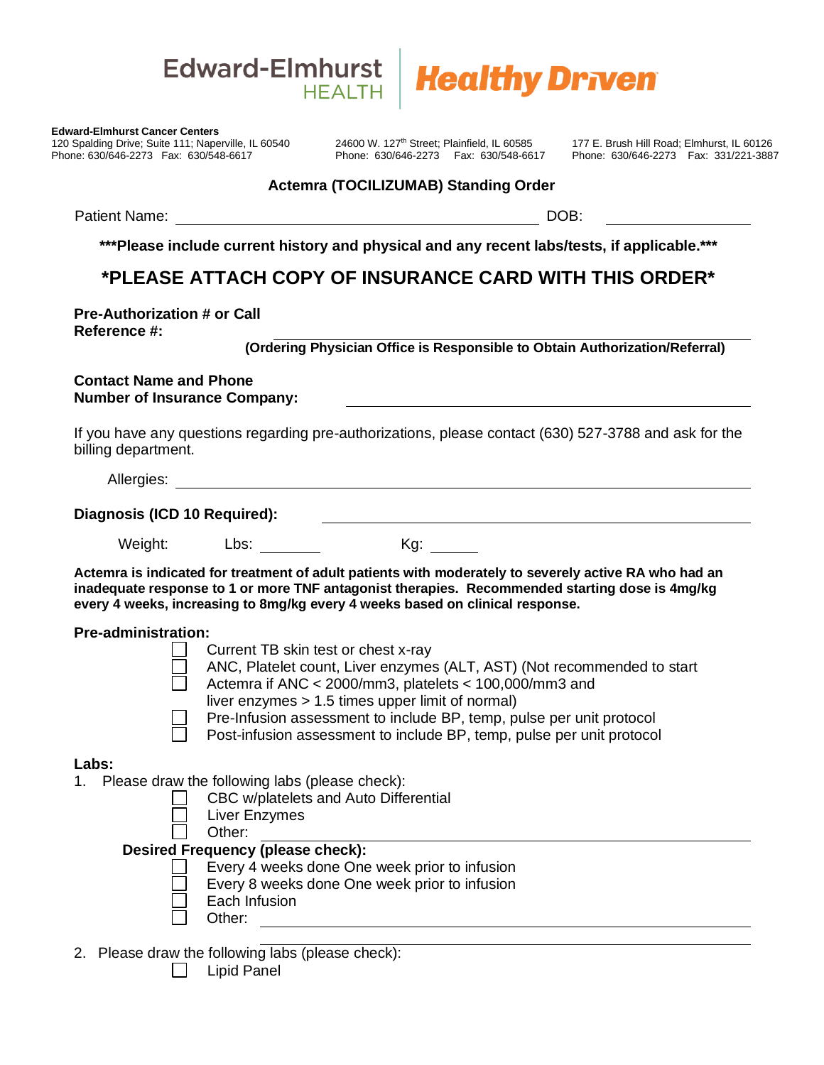Edward-Elmhurst HEALTH | Healthy Driven

**Edward-Elmhurst Cancer Centers**

120 Spalding Drive; Suite 111; Naperville, IL 60540
Phone: 630/646-2273 Fax: 630/548-6617

24600 W. 127th Street; Plainfield, IL 60585
Phone: 630/646-2273 Fax: 630/548-6617

177 E. Brush Hill Road; Elmhurst, IL 60126
Phone: 630/646-2273 Fax: 331/221-3887

## Actemra (TOCILIZUMAB) Standing Order

Patient Name: ______________________________ DOB: ______________

**\*\*\*Please include current history and physical and any recent labs/tests, if applicable.\*\*\***

## *PLEASE ATTACH COPY OF INSURANCE CARD WITH THIS ORDER*

**Pre-Authorization # or Call Reference #:** ______________________________

**(Ordering Physician Office is Responsible to Obtain Authorization/Referral)**

**Contact Name and Phone Number of Insurance Company:** ______________________________

If you have any questions regarding pre-authorizations, please contact (630) 527-3788 and ask for the billing department.

Allergies: ______________________________

**Diagnosis (ICD 10 Required):** ______________________________

Weight: Lbs: ________ Kg: ______

**Actemra is indicated for treatment of adult patients with moderately to severely active RA who had an inadequate response to 1 or more TNF antagonist therapies. Recommended starting dose is 4mg/kg every 4 weeks, increasing to 8mg/kg every 4 weeks based on clinical response.**

**Pre-administration:**

- ☐ Current TB skin test or chest x-ray
- ☐ ANC, Platelet count, Liver enzymes (ALT, AST) (Not recommended to start
- ☐ Actemra if ANC < 2000/mm3, platelets < 100,000/mm3 and liver enzymes > 1.5 times upper limit of normal)
- ☐ Pre-Infusion assessment to include BP, temp, pulse per unit protocol
- ☐ Post-infusion assessment to include BP, temp, pulse per unit protocol

**Labs:**

1. Please draw the following labs (please check):
   - ☐ CBC w/platelets and Auto Differential
   - ☐ Liver Enzymes
   - ☐ Other: ______________________________

   **Desired Frequency (please check):**
   - ☐ Every 4 weeks done One week prior to infusion
   - ☐ Every 8 weeks done One week prior to infusion
   - ☐ Each Infusion
   - ☐ Other: ______________________________

2. Please draw the following labs (please check):
   - ☐ Lipid Panel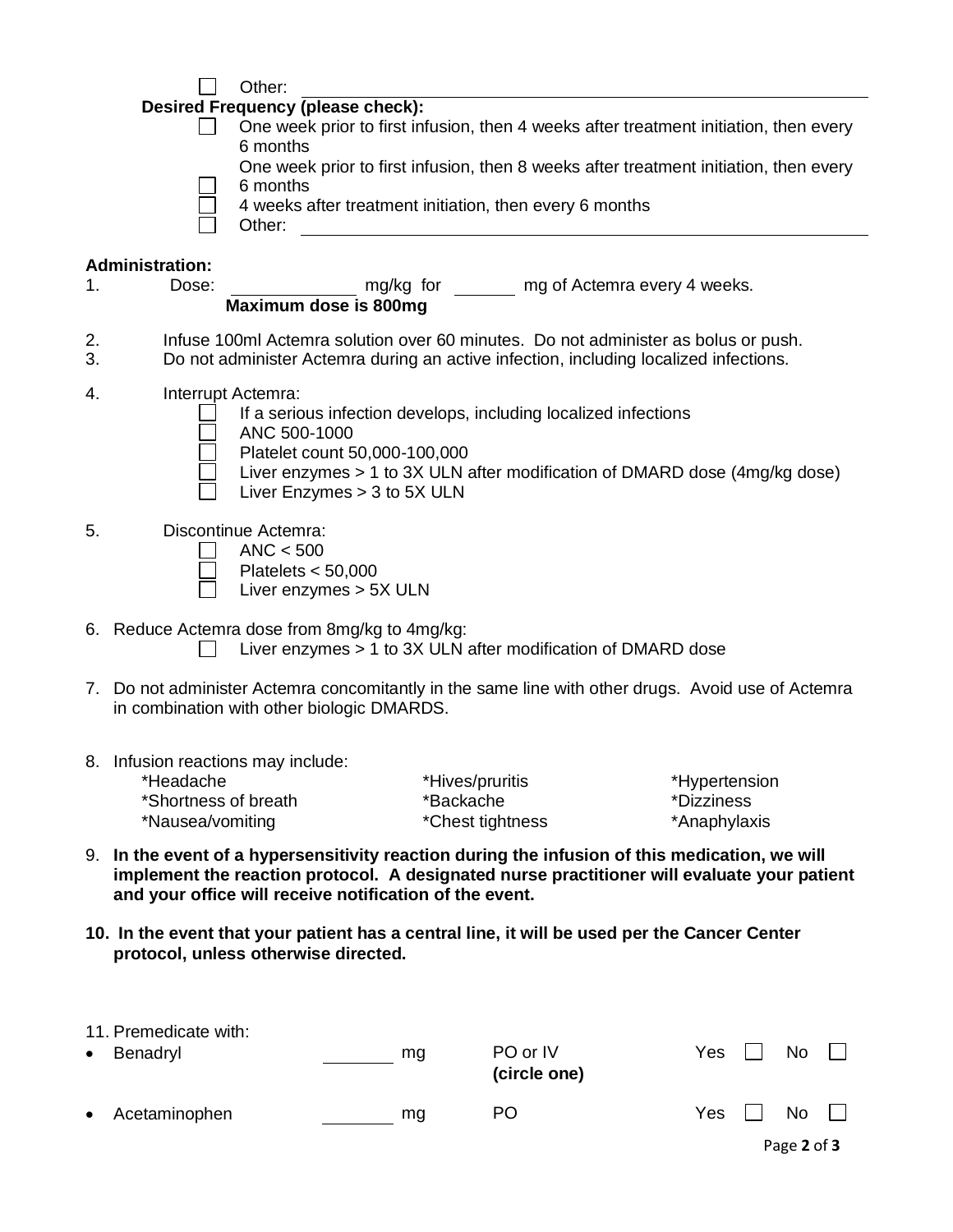- [ ] Other: ______________________________________________

**Desired Frequency (please check):**

- [ ] One week prior to first infusion, then 4 weeks after treatment initiation, then every 6 months
- [ ] One week prior to first infusion, then 8 weeks after treatment initiation, then every 6 months
- [ ] 4 weeks after treatment initiation, then every 6 months
- [ ] Other: ______________________________________________

**Administration:**

1. Dose: ____________ mg/kg for ______ mg of Actemra every 4 weeks.
   **Maximum dose is 800mg**
2. Infuse 100ml Actemra solution over 60 minutes. Do not administer as bolus or push.
3. Do not administer Actemra during an active infection, including localized infections.
4. Interrupt Actemra:
   - [ ] If a serious infection develops, including localized infections
   - [ ] ANC 500-1000
   - [ ] Platelet count 50,000-100,000
   - [ ] Liver enzymes > 1 to 3X ULN after modification of DMARD dose (4mg/kg dose)
   - [ ] Liver Enzymes > 3 to 5X ULN
5. Discontinue Actemra:
   - [ ] ANC < 500
   - [ ] Platelets < 50,000
   - [ ] Liver enzymes > 5X ULN
6. Reduce Actemra dose from 8mg/kg to 4mg/kg:
   - [ ] Liver enzymes > 1 to 3X ULN after modification of DMARD dose
7. Do not administer Actemra concomitantly in the same line with other drugs. Avoid use of Actemra in combination with other biologic DMARDS.
8. Infusion reactions may include:

| | | |
|---|---|---|
| *Headache | *Hives/pruritis | *Hypertension |
| *Shortness of breath | *Backache | *Dizziness |
| *Nausea/vomiting | *Chest tightness | *Anaphylaxis |

9. **In the event of a hypersensitivity reaction during the infusion of this medication, we will implement the reaction protocol. A designated nurse practitioner will evaluate your patient and your office will receive notification of the event.**
10. **In the event that your patient has a central line, it will be used per the Cancer Center protocol, unless otherwise directed.**
11. Premedicate with:

- Benadryl ______ mg PO or IV **(circle one)** Yes [ ] No [ ]
- Acetaminophen ______ mg PO Yes [ ] No [ ]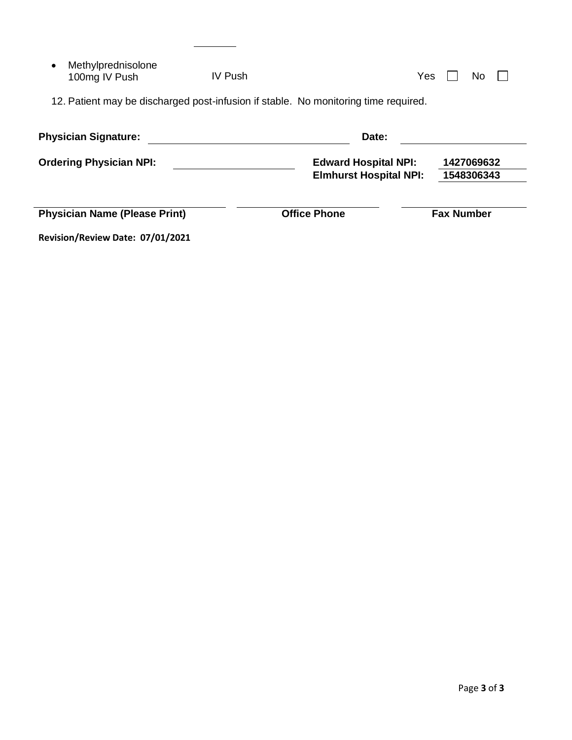- Methylprednisolone 100mg IV Push — IV Push — Yes ☐ No ☐

12. Patient may be discharged post-infusion if stable. No monitoring time required.

**Physician Signature:** ____________________ **Date:** ____________________

**Ordering Physician NPI:** ____________________

**Edward Hospital NPI:** 1427069632
**Elmhurst Hospital NPI:** 1548306343

| **Physician Name (Please Print)** | **Office Phone** | **Fax Number** |
|---|---|---|

**Revision/Review Date: 07/01/2021**